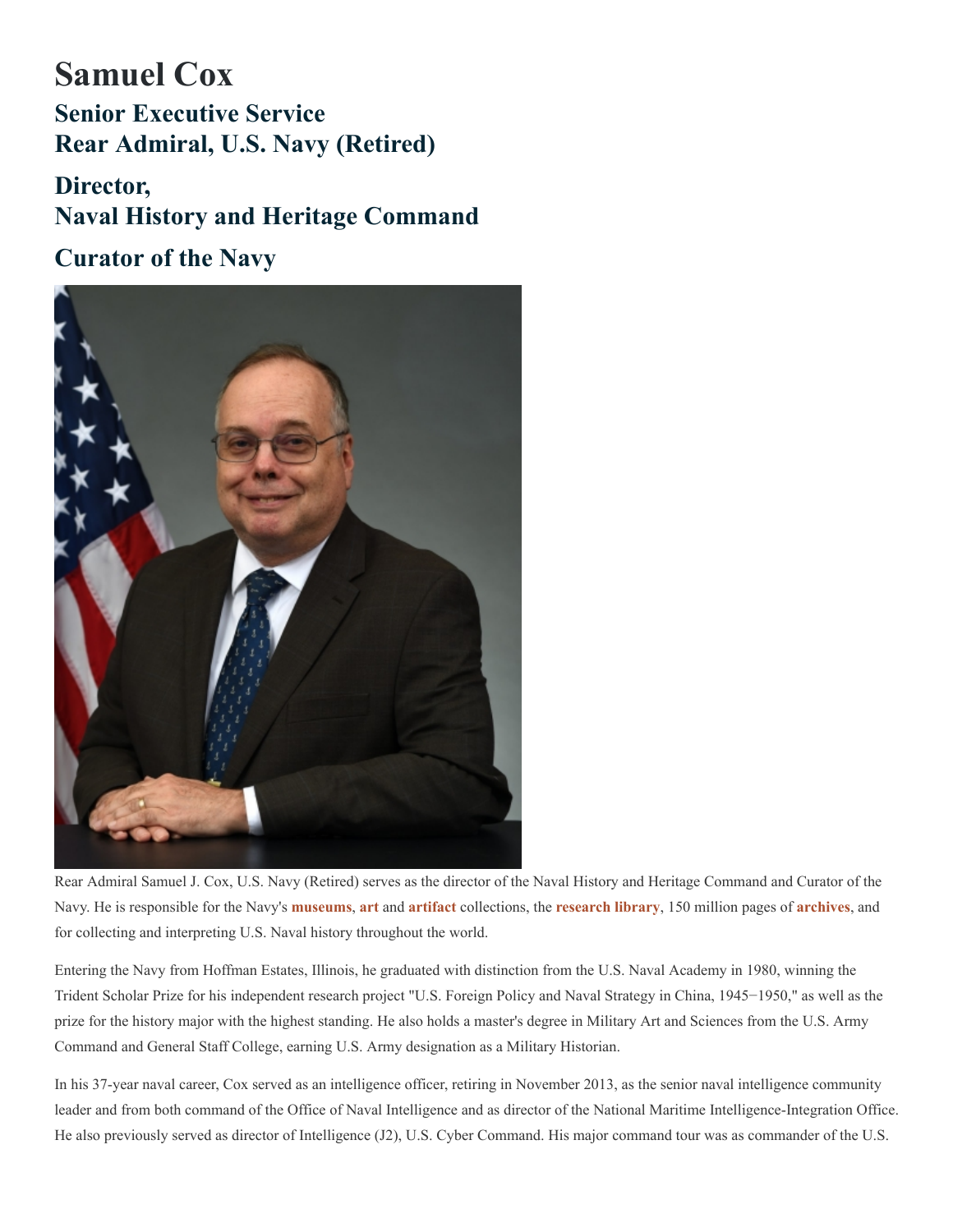# Samuel Cox

## Senior Executive Service
## Rear Admiral, U.S. Navy (Retired)

## Director,
## Naval History and Heritage Command

## Curator of the Navy

Rear Admiral Samuel J. Cox, U.S. Navy (Retired) serves as the director of the Naval History and Heritage Command and Curator of the Navy. He is responsible for the Navy's **museums**, **art** and **artifact** collections, the **research library**, 150 million pages of **archives**, and for collecting and interpreting U.S. Naval history throughout the world.

Entering the Navy from Hoffman Estates, Illinois, he graduated with distinction from the U.S. Naval Academy in 1980, winning the Trident Scholar Prize for his independent research project "U.S. Foreign Policy and Naval Strategy in China, 1945−1950," as well as the prize for the history major with the highest standing. He also holds a master's degree in Military Art and Sciences from the U.S. Army Command and General Staff College, earning U.S. Army designation as a Military Historian.

In his 37-year naval career, Cox served as an intelligence officer, retiring in November 2013, as the senior naval intelligence community leader and from both command of the Office of Naval Intelligence and as director of the National Maritime Intelligence-Integration Office. He also previously served as director of Intelligence (J2), U.S. Cyber Command. His major command tour was as commander of the U.S.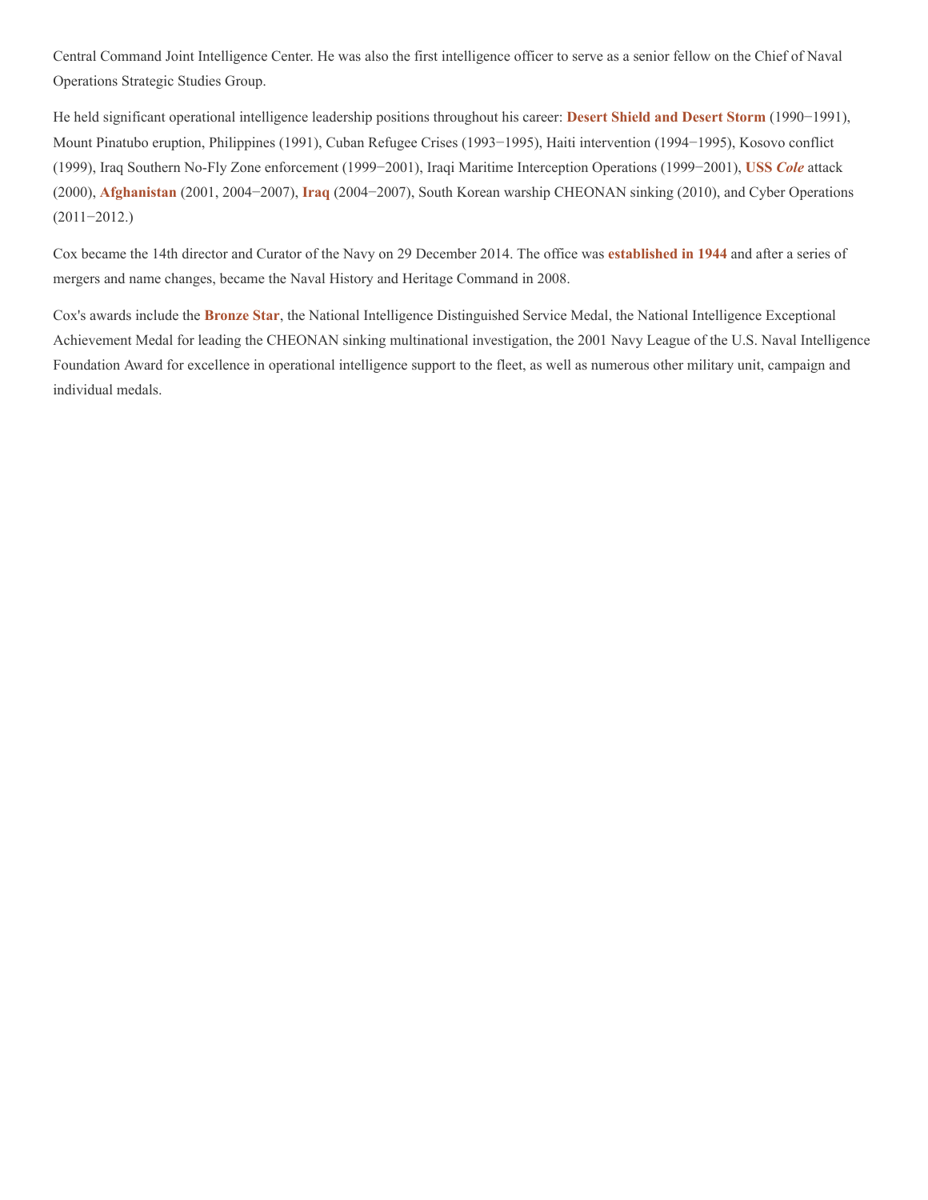Central Command Joint Intelligence Center. He was also the first intelligence officer to serve as a senior fellow on the Chief of Naval Operations Strategic Studies Group.

He held significant operational intelligence leadership positions throughout his career: **Desert Shield and Desert Storm** (1990−1991), Mount Pinatubo eruption, Philippines (1991), Cuban Refugee Crises (1993−1995), Haiti intervention (1994−1995), Kosovo conflict (1999), Iraq Southern No-Fly Zone enforcement (1999−2001), Iraqi Maritime Interception Operations (1999−2001), **USS *Cole*** attack (2000), **Afghanistan** (2001, 2004−2007), **Iraq** (2004−2007), South Korean warship CHEONAN sinking (2010), and Cyber Operations (2011−2012.)

Cox became the 14th director and Curator of the Navy on 29 December 2014. The office was **established in 1944** and after a series of mergers and name changes, became the Naval History and Heritage Command in 2008.

Cox's awards include the **Bronze Star**, the National Intelligence Distinguished Service Medal, the National Intelligence Exceptional Achievement Medal for leading the CHEONAN sinking multinational investigation, the 2001 Navy League of the U.S. Naval Intelligence Foundation Award for excellence in operational intelligence support to the fleet, as well as numerous other military unit, campaign and individual medals.